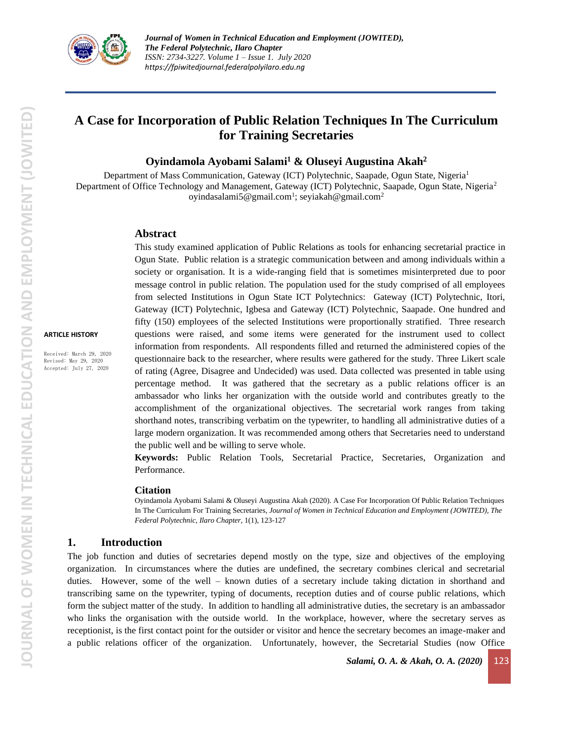# A Case for Incorporation of Public Relation Techniques In The Curriculum for Training Secretaries

**Oyindamola Ayobami Salami[1] & Oluseyi Augustina Akah[2]**

Department of Mass Communication, Gateway (ICT) Polytechnic, Saapade, Ogun State, Nigeria[1]
Department of Office Technology and Management, Gateway (ICT) Polytechnic, Saapade, Ogun State, Nigeria[2]
oyindasalami5@gmail.com[1]; seyiakah@gmail.com[2]

**ARTICLE HISTORY**

Received: March 29, 2020
Revised: May 29, 2020
Accepted: July 27, 2020

## Abstract

This study examined application of Public Relations as tools for enhancing secretarial practice in Ogun State. Public relation is a strategic communication between and among individuals within a society or organisation. It is a wide-ranging field that is sometimes misinterpreted due to poor message control in public relation. The population used for the study comprised of all employees from selected Institutions in Ogun State ICT Polytechnics: Gateway (ICT) Polytechnic, Itori, Gateway (ICT) Polytechnic, Igbesa and Gateway (ICT) Polytechnic, Saapade. One hundred and fifty (150) employees of the selected Institutions were proportionally stratified. Three research questions were raised, and some items were generated for the instrument used to collect information from respondents. All respondents filled and returned the administered copies of the questionnaire back to the researcher, where results were gathered for the study. Three Likert scale of rating (Agree, Disagree and Undecided) was used. Data collected was presented in table using percentage method. It was gathered that the secretary as a public relations officer is an ambassador who links her organization with the outside world and contributes greatly to the accomplishment of the organizational objectives. The secretarial work ranges from taking shorthand notes, transcribing verbatim on the typewriter, to handling all administrative duties of a large modern organization. It was recommended among others that Secretaries need to understand the public well and be willing to serve whole.

**Keywords:** Public Relation Tools, Secretarial Practice, Secretaries, Organization and Performance.

## Citation

Oyindamola Ayobami Salami & Oluseyi Augustina Akah (2020). A Case For Incorporation Of Public Relation Techniques In The Curriculum For Training Secretaries, *Journal of Women in Technical Education and Employment (JOWITED), The Federal Polytechnic, Ilaro Chapter*, 1(1), 123-127

## 1. Introduction

The job function and duties of secretaries depend mostly on the type, size and objectives of the employing organization. In circumstances where the duties are undefined, the secretary combines clerical and secretarial duties. However, some of the well – known duties of a secretary include taking dictation in shorthand and transcribing same on the typewriter, typing of documents, reception duties and of course public relations, which form the subject matter of the study. In addition to handling all administrative duties, the secretary is an ambassador who links the organisation with the outside world. In the workplace, however, where the secretary serves as receptionist, is the first contact point for the outsider or visitor and hence the secretary becomes an image-maker and a public relations officer of the organization. Unfortunately, however, the Secretarial Studies (now Office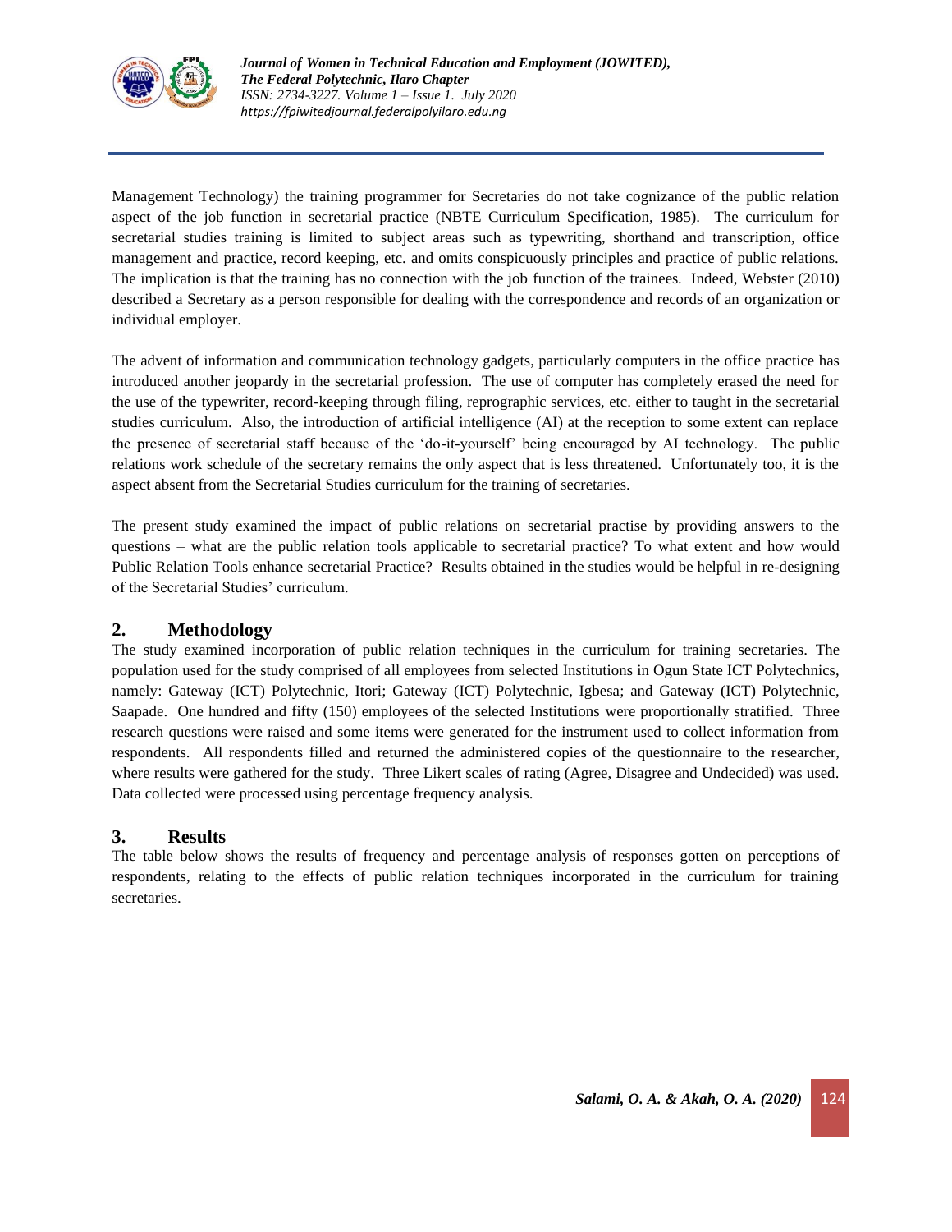Management Technology) the training programmer for Secretaries do not take cognizance of the public relation aspect of the job function in secretarial practice (NBTE Curriculum Specification, 1985). The curriculum for secretarial studies training is limited to subject areas such as typewriting, shorthand and transcription, office management and practice, record keeping, etc. and omits conspicuously principles and practice of public relations. The implication is that the training has no connection with the job function of the trainees. Indeed, Webster (2010) described a Secretary as a person responsible for dealing with the correspondence and records of an organization or individual employer.

The advent of information and communication technology gadgets, particularly computers in the office practice has introduced another jeopardy in the secretarial profession. The use of computer has completely erased the need for the use of the typewriter, record-keeping through filing, reprographic services, etc. either to taught in the secretarial studies curriculum. Also, the introduction of artificial intelligence (AI) at the reception to some extent can replace the presence of secretarial staff because of the 'do-it-yourself' being encouraged by AI technology. The public relations work schedule of the secretary remains the only aspect that is less threatened. Unfortunately too, it is the aspect absent from the Secretarial Studies curriculum for the training of secretaries.

The present study examined the impact of public relations on secretarial practise by providing answers to the questions – what are the public relation tools applicable to secretarial practice? To what extent and how would Public Relation Tools enhance secretarial Practice? Results obtained in the studies would be helpful in re-designing of the Secretarial Studies' curriculum.

## 2. Methodology

The study examined incorporation of public relation techniques in the curriculum for training secretaries. The population used for the study comprised of all employees from selected Institutions in Ogun State ICT Polytechnics, namely: Gateway (ICT) Polytechnic, Itori; Gateway (ICT) Polytechnic, Igbesa; and Gateway (ICT) Polytechnic, Saapade. One hundred and fifty (150) employees of the selected Institutions were proportionally stratified. Three research questions were raised and some items were generated for the instrument used to collect information from respondents. All respondents filled and returned the administered copies of the questionnaire to the researcher, where results were gathered for the study. Three Likert scales of rating (Agree, Disagree and Undecided) was used. Data collected were processed using percentage frequency analysis.

## 3. Results

The table below shows the results of frequency and percentage analysis of responses gotten on perceptions of respondents, relating to the effects of public relation techniques incorporated in the curriculum for training secretaries.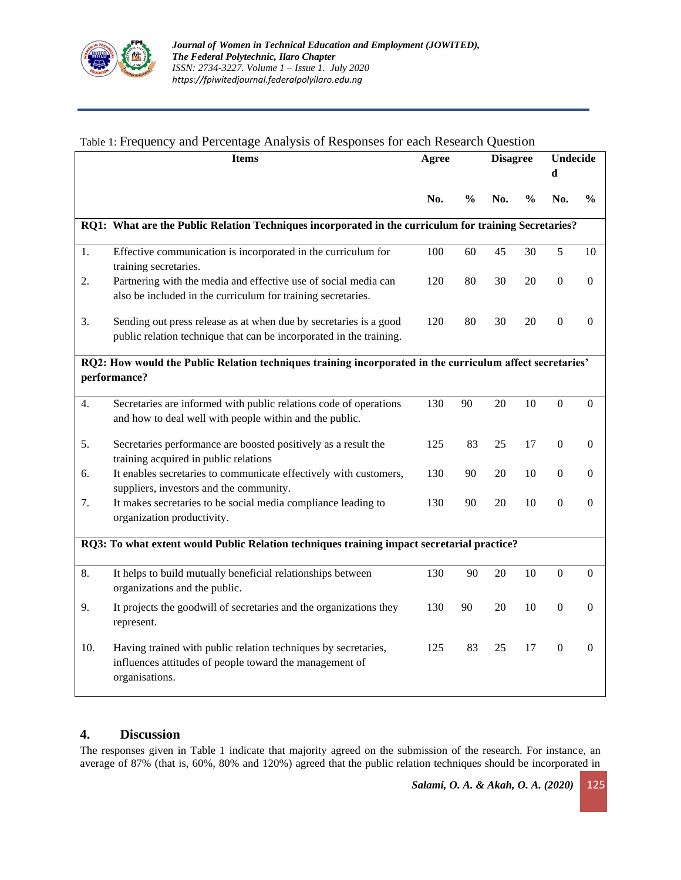Table 1: Frequency and Percentage Analysis of Responses for each Research Question

| | Items | Agree | | Disagree | | Undecided | |
|---|---|---|---|---|---|---|---|
| | | No. | % | No. | % | No. | % |
| **RQ1: What are the Public Relation Techniques incorporated in the curriculum for training Secretaries?** | | | | | | | |
| 1. | Effective communication is incorporated in the curriculum for training secretaries. | 100 | 60 | 45 | 30 | 5 | 10 |
| 2. | Partnering with the media and effective use of social media can also be included in the curriculum for training secretaries. | 120 | 80 | 30 | 20 | 0 | 0 |
| 3. | Sending out press release as at when due by secretaries is a good public relation technique that can be incorporated in the training. | 120 | 80 | 30 | 20 | 0 | 0 |
| **RQ2: How would the Public Relation techniques training incorporated in the curriculum affect secretaries' performance?** | | | | | | | |
| 4. | Secretaries are informed with public relations code of operations and how to deal well with people within and the public. | 130 | 90 | 20 | 10 | 0 | 0 |
| 5. | Secretaries performance are boosted positively as a result the training acquired in public relations | 125 | 83 | 25 | 17 | 0 | 0 |
| 6. | It enables secretaries to communicate effectively with customers, suppliers, investors and the community. | 130 | 90 | 20 | 10 | 0 | 0 |
| 7. | It makes secretaries to be social media compliance leading to organization productivity. | 130 | 90 | 20 | 10 | 0 | 0 |
| **RQ3: To what extent would Public Relation techniques training impact secretarial practice?** | | | | | | | |
| 8. | It helps to build mutually beneficial relationships between organizations and the public. | 130 | 90 | 20 | 10 | 0 | 0 |
| 9. | It projects the goodwill of secretaries and the organizations they represent. | 130 | 90 | 20 | 10 | 0 | 0 |
| 10. | Having trained with public relation techniques by secretaries, influences attitudes of people toward the management of organisations. | 125 | 83 | 25 | 17 | 0 | 0 |

## 4. Discussion

The responses given in Table 1 indicate that majority agreed on the submission of the research. For instance, an average of 87% (that is, 60%, 80% and 120%) agreed that the public relation techniques should be incorporated in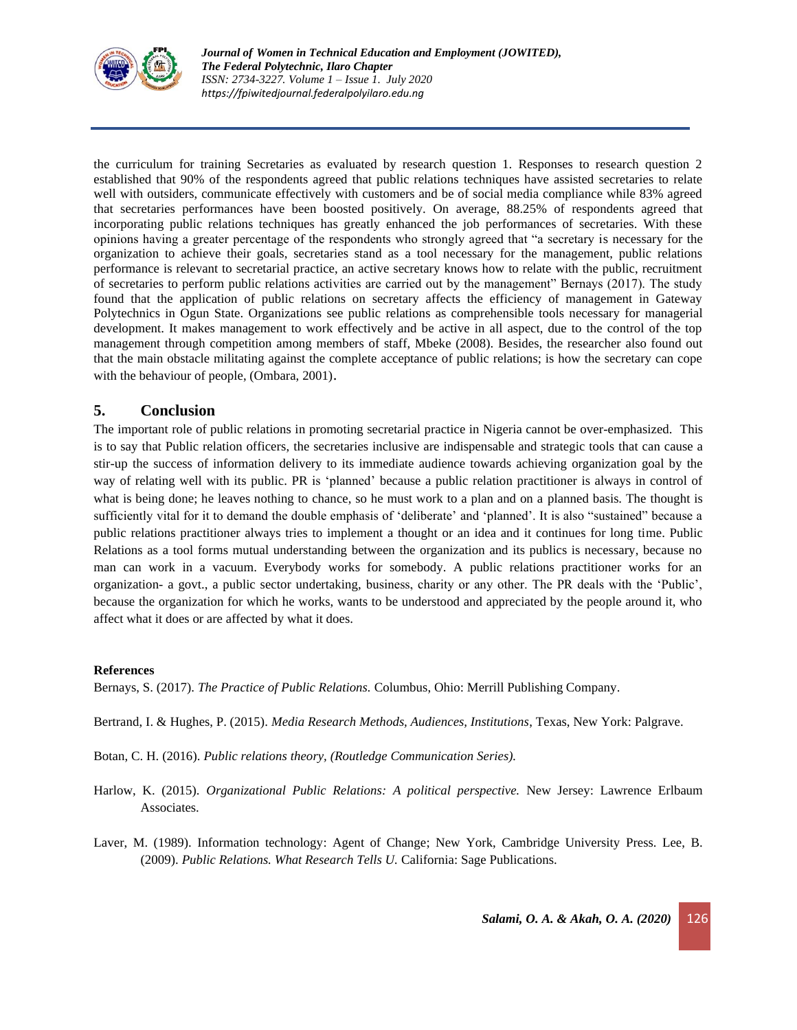the curriculum for training Secretaries as evaluated by research question 1. Responses to research question 2 established that 90% of the respondents agreed that public relations techniques have assisted secretaries to relate well with outsiders, communicate effectively with customers and be of social media compliance while 83% agreed that secretaries performances have been boosted positively. On average, 88.25% of respondents agreed that incorporating public relations techniques has greatly enhanced the job performances of secretaries. With these opinions having a greater percentage of the respondents who strongly agreed that "a secretary is necessary for the organization to achieve their goals, secretaries stand as a tool necessary for the management, public relations performance is relevant to secretarial practice, an active secretary knows how to relate with the public, recruitment of secretaries to perform public relations activities are carried out by the management" Bernays (2017). The study found that the application of public relations on secretary affects the efficiency of management in Gateway Polytechnics in Ogun State. Organizations see public relations as comprehensible tools necessary for managerial development. It makes management to work effectively and be active in all aspect, due to the control of the top management through competition among members of staff, Mbeke (2008). Besides, the researcher also found out that the main obstacle militating against the complete acceptance of public relations; is how the secretary can cope with the behaviour of people, (Ombara, 2001).

## 5. Conclusion

The important role of public relations in promoting secretarial practice in Nigeria cannot be over-emphasized. This is to say that Public relation officers, the secretaries inclusive are indispensable and strategic tools that can cause a stir-up the success of information delivery to its immediate audience towards achieving organization goal by the way of relating well with its public. PR is 'planned' because a public relation practitioner is always in control of what is being done; he leaves nothing to chance, so he must work to a plan and on a planned basis. The thought is sufficiently vital for it to demand the double emphasis of 'deliberate' and 'planned'. It is also "sustained" because a public relations practitioner always tries to implement a thought or an idea and it continues for long time. Public Relations as a tool forms mutual understanding between the organization and its publics is necessary, because no man can work in a vacuum. Everybody works for somebody. A public relations practitioner works for an organization- a govt., a public sector undertaking, business, charity or any other. The PR deals with the 'Public', because the organization for which he works, wants to be understood and appreciated by the people around it, who affect what it does or are affected by what it does.

**References**

Bernays, S. (2017). *The Practice of Public Relations.* Columbus, Ohio: Merrill Publishing Company.

Bertrand, I. & Hughes, P. (2015). *Media Research Methods, Audiences, Institutions*, Texas, New York: Palgrave.

Botan, C. H. (2016). *Public relations theory, (Routledge Communication Series).*

Harlow, K. (2015). *Organizational Public Relations: A political perspective.* New Jersey: Lawrence Erlbaum Associates.

Laver, M. (1989). Information technology: Agent of Change; New York, Cambridge University Press. Lee, B. (2009). *Public Relations. What Research Tells U.* California: Sage Publications.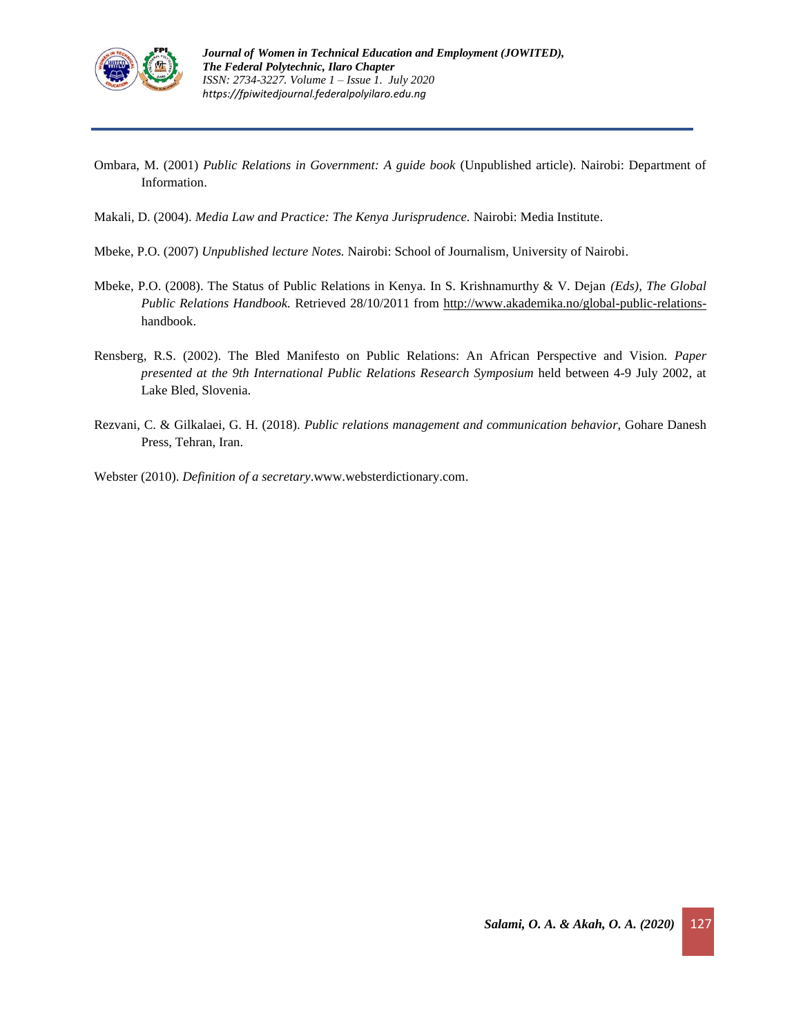Ombara, M. (2001) *Public Relations in Government: A guide book* (Unpublished article). Nairobi: Department of Information.

Makali, D. (2004). *Media Law and Practice: The Kenya Jurisprudence.* Nairobi: Media Institute.

Mbeke, P.O. (2007) *Unpublished lecture Notes.* Nairobi: School of Journalism, University of Nairobi.

Mbeke, P.O. (2008). The Status of Public Relations in Kenya. In S. Krishnamurthy & V. Dejan *(Eds), The Global Public Relations Handbook.* Retrieved 28/10/2011 from http://www.akademika.no/global-public-relations-handbook.

Rensberg, R.S. (2002). The Bled Manifesto on Public Relations: An African Perspective and Vision. *Paper presented at the 9th International Public Relations Research Symposium* held between 4-9 July 2002, at Lake Bled, Slovenia.

Rezvani, C. & Gilkalaei, G. H. (2018). *Public relations management and communication behavior*, Gohare Danesh Press, Tehran, Iran.

Webster (2010). *Definition of a secretary*.www.websterdictionary.com.